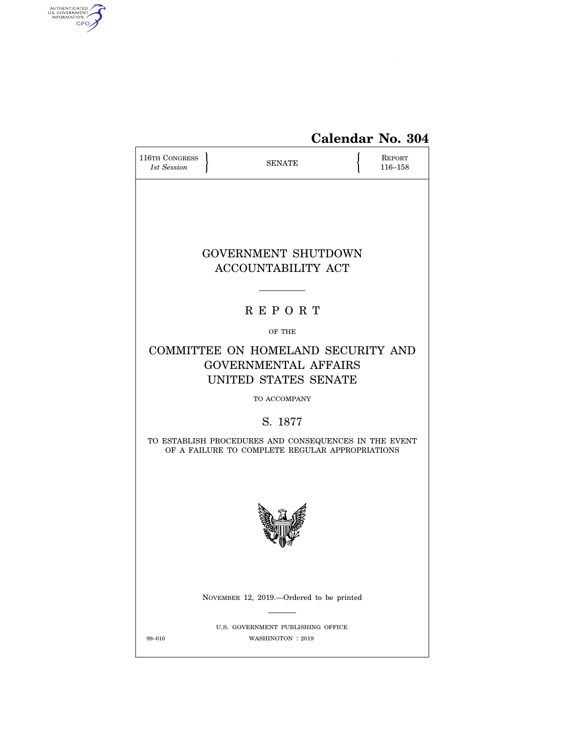**Calendar No. 304**

116TH CONGRESS
*1st Session*

SENATE

REPORT
116–158

# GOVERNMENT SHUTDOWN ACCOUNTABILITY ACT

---

## R E P O R T

OF THE

## COMMITTEE ON HOMELAND SECURITY AND GOVERNMENTAL AFFAIRS UNITED STATES SENATE

TO ACCOMPANY

## S. 1877

TO ESTABLISH PROCEDURES AND CONSEQUENCES IN THE EVENT OF A FAILURE TO COMPLETE REGULAR APPROPRIATIONS

NOVEMBER 12, 2019.—Ordered to be printed

---

U.S. GOVERNMENT PUBLISHING OFFICE

99–010 WASHINGTON : 2019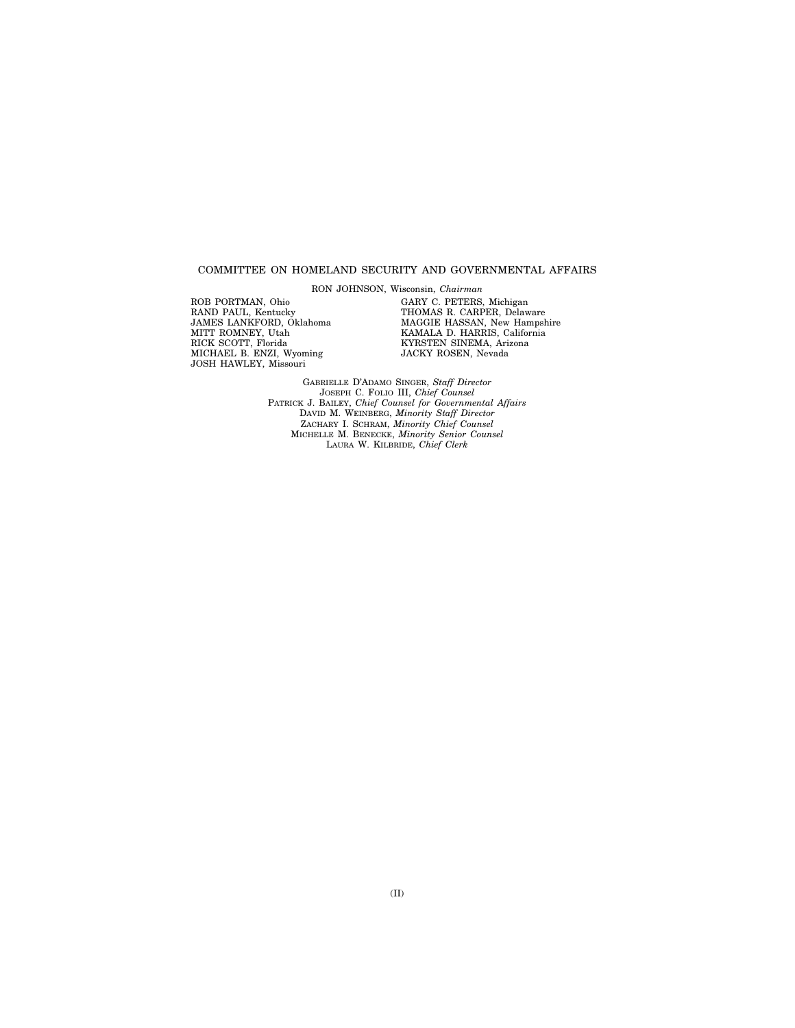COMMITTEE ON HOMELAND SECURITY AND GOVERNMENTAL AFFAIRS

RON JOHNSON, Wisconsin, *Chairman*

ROB PORTMAN, Ohio
RAND PAUL, Kentucky
JAMES LANKFORD, Oklahoma
MITT ROMNEY, Utah
RICK SCOTT, Florida
MICHAEL B. ENZI, Wyoming
JOSH HAWLEY, Missouri

GARY C. PETERS, Michigan
THOMAS R. CARPER, Delaware
MAGGIE HASSAN, New Hampshire
KAMALA D. HARRIS, California
KYRSTEN SINEMA, Arizona
JACKY ROSEN, Nevada

GABRIELLE D'ADAMO SINGER, *Staff Director*
JOSEPH C. FOLIO III, *Chief Counsel*
PATRICK J. BAILEY, *Chief Counsel for Governmental Affairs*
DAVID M. WEINBERG, *Minority Staff Director*
ZACHARY I. SCHRAM, *Minority Chief Counsel*
MICHELLE M. BENECKE, *Minority Senior Counsel*
LAURA W. KILBRIDE, *Chief Clerk*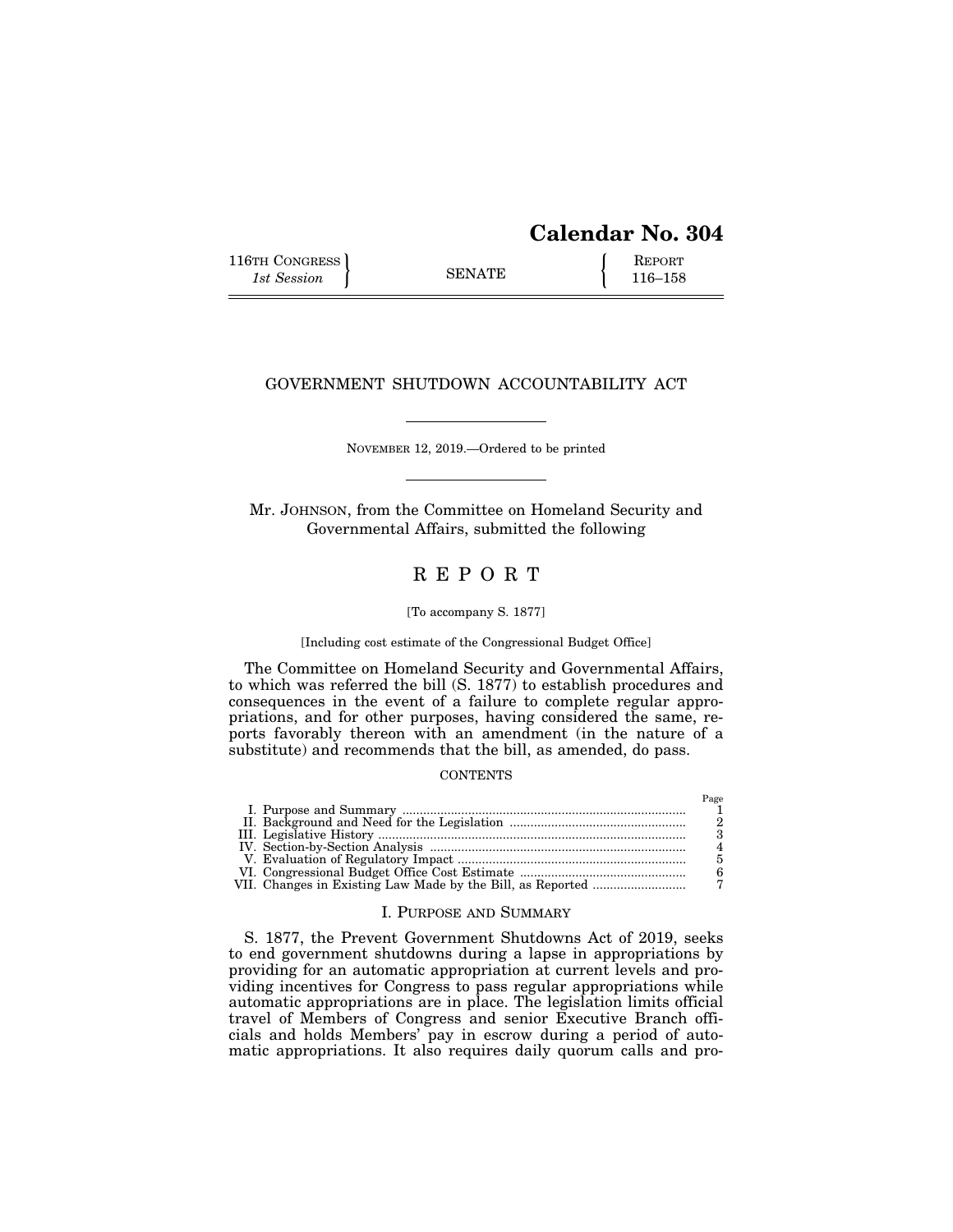# Calendar No. 304

116TH CONGRESS
*1st Session*

SENATE

REPORT
116–158

## GOVERNMENT SHUTDOWN ACCOUNTABILITY ACT

NOVEMBER 12, 2019.—Ordered to be printed

Mr. JOHNSON, from the Committee on Homeland Security and Governmental Affairs, submitted the following

## REPORT

[To accompany S. 1877]

[Including cost estimate of the Congressional Budget Office]

The Committee on Homeland Security and Governmental Affairs, to which was referred the bill (S. 1877) to establish procedures and consequences in the event of a failure to complete regular appropriations, and for other purposes, having considered the same, reports favorably thereon with an amendment (in the nature of a substitute) and recommends that the bill, as amended, do pass.

CONTENTS

| | Page |
|---|---|
| I. Purpose and Summary | 1 |
| II. Background and Need for the Legislation | 2 |
| III. Legislative History | 3 |
| IV. Section-by-Section Analysis | 4 |
| V. Evaluation of Regulatory Impact | 5 |
| VI. Congressional Budget Office Cost Estimate | 6 |
| VII. Changes in Existing Law Made by the Bill, as Reported | 7 |

### I. PURPOSE AND SUMMARY

S. 1877, the Prevent Government Shutdowns Act of 2019, seeks to end government shutdowns during a lapse in appropriations by providing for an automatic appropriation at current levels and providing incentives for Congress to pass regular appropriations while automatic appropriations are in place. The legislation limits official travel of Members of Congress and senior Executive Branch officials and holds Members' pay in escrow during a period of automatic appropriations. It also requires daily quorum calls and pro-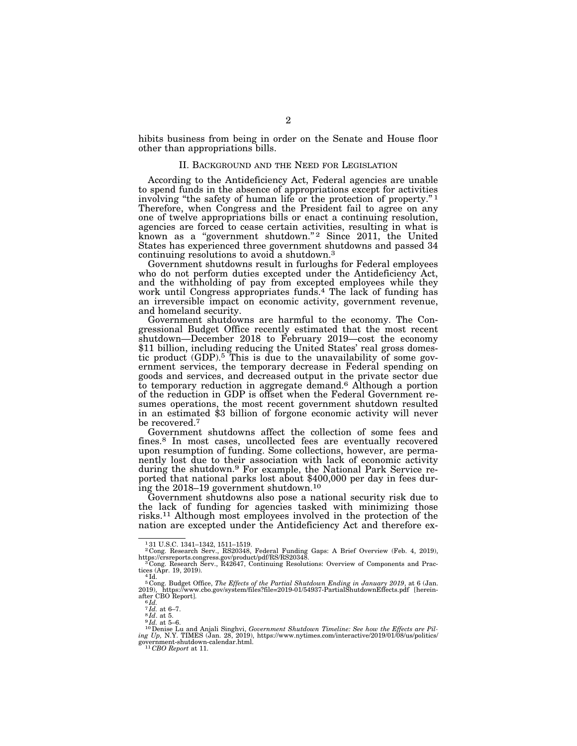hibits business from being in order on the Senate and House floor other than appropriations bills.

## II. Background and the Need for Legislation

According to the Antideficiency Act, Federal agencies are unable to spend funds in the absence of appropriations except for activities involving "the safety of human life or the protection of property." [1] Therefore, when Congress and the President fail to agree on any one of twelve appropriations bills or enact a continuing resolution, agencies are forced to cease certain activities, resulting in what is known as a "government shutdown." [2] Since 2011, the United States has experienced three government shutdowns and passed 34 continuing resolutions to avoid a shutdown.[3]

Government shutdowns result in furloughs for Federal employees who do not perform duties excepted under the Antideficiency Act, and the withholding of pay from excepted employees while they work until Congress appropriates funds.[4] The lack of funding has an irreversible impact on economic activity, government revenue, and homeland security.

Government shutdowns are harmful to the economy. The Congressional Budget Office recently estimated that the most recent shutdown—December 2018 to February 2019—cost the economy $11 billion, including reducing the United States' real gross domestic product (GDP).[5] This is due to the unavailability of some government services, the temporary decrease in Federal spending on goods and services, and decreased output in the private sector due to temporary reduction in aggregate demand.[6] Although a portion of the reduction in GDP is offset when the Federal Government resumes operations, the most recent government shutdown resulted in an estimated $3 billion of forgone economic activity will never be recovered.[7]

Government shutdowns affect the collection of some fees and fines.[8] In most cases, uncollected fees are eventually recovered upon resumption of funding. Some collections, however, are permanently lost due to their association with lack of economic activity during the shutdown.[9] For example, the National Park Service reported that national parks lost about $400,000 per day in fees during the 2018–19 government shutdown.[10]

Government shutdowns also pose a national security risk due to the lack of funding for agencies tasked with minimizing those risks.[11] Although most employees involved in the protection of the nation are excepted under the Antideficiency Act and therefore ex-

---

[1] 31 U.S.C. 1341–1342, 1511–1519.

[2] Cong. Research Serv., RS20348, Federal Funding Gaps: A Brief Overview (Feb. 4, 2019), https://crsreports.congress.gov/product/pdf/RS/RS20348.

[3] Cong. Research Serv., R42647, Continuing Resolutions: Overview of Components and Practices (Apr. 19, 2019).

[4] Id.

[5] Cong. Budget Office, *The Effects of the Partial Shutdown Ending in January 2019*, at 6 (Jan. 2019), https://www.cbo.gov/system/files?file=2019-01/54937-PartialShutdownEffects.pdf [hereinafter CBO Report].

[6] *Id.*

[7] *Id.* at 6–7.

[8] *Id*. at 5.

[9] *Id.* at 5–6.

[10] Denise Lu and Anjali Singhvi, *Government Shutdown Timeline: See how the Effects are Piling Up,* N.Y. TIMES (Jan. 28, 2019), https://www.nytimes.com/interactive/2019/01/08/us/politics/government-shutdown-calendar.html.

[11] *CBO Report* at 11.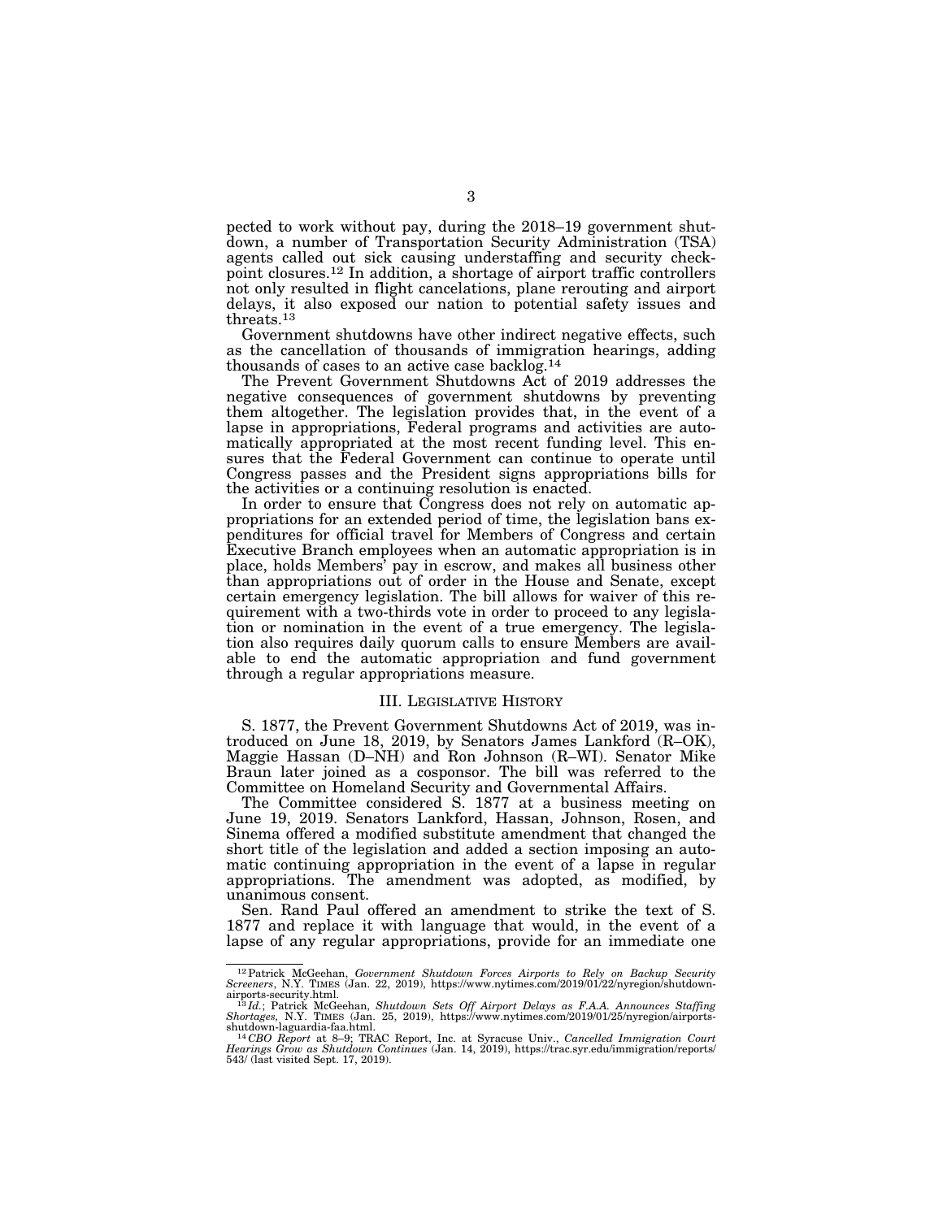pected to work without pay, during the 2018–19 government shutdown, a number of Transportation Security Administration (TSA) agents called out sick causing understaffing and security checkpoint closures.[12] In addition, a shortage of airport traffic controllers not only resulted in flight cancelations, plane rerouting and airport delays, it also exposed our nation to potential safety issues and threats.[13]

Government shutdowns have other indirect negative effects, such as the cancellation of thousands of immigration hearings, adding thousands of cases to an active case backlog.[14]

The Prevent Government Shutdowns Act of 2019 addresses the negative consequences of government shutdowns by preventing them altogether. The legislation provides that, in the event of a lapse in appropriations, Federal programs and activities are automatically appropriated at the most recent funding level. This ensures that the Federal Government can continue to operate until Congress passes and the President signs appropriations bills for the activities or a continuing resolution is enacted.

In order to ensure that Congress does not rely on automatic appropriations for an extended period of time, the legislation bans expenditures for official travel for Members of Congress and certain Executive Branch employees when an automatic appropriation is in place, holds Members' pay in escrow, and makes all business other than appropriations out of order in the House and Senate, except certain emergency legislation. The bill allows for waiver of this requirement with a two-thirds vote in order to proceed to any legislation or nomination in the event of a true emergency. The legislation also requires daily quorum calls to ensure Members are available to end the automatic appropriation and fund government through a regular appropriations measure.

## III. Legislative History

S. 1877, the Prevent Government Shutdowns Act of 2019, was introduced on June 18, 2019, by Senators James Lankford (R–OK), Maggie Hassan (D–NH) and Ron Johnson (R–WI). Senator Mike Braun later joined as a cosponsor. The bill was referred to the Committee on Homeland Security and Governmental Affairs.

The Committee considered S. 1877 at a business meeting on June 19, 2019. Senators Lankford, Hassan, Johnson, Rosen, and Sinema offered a modified substitute amendment that changed the short title of the legislation and added a section imposing an automatic continuing appropriation in the event of a lapse in regular appropriations. The amendment was adopted, as modified, by unanimous consent.

Sen. Rand Paul offered an amendment to strike the text of S. 1877 and replace it with language that would, in the event of a lapse of any regular appropriations, provide for an immediate one

---

[12] Patrick McGeehan, *Government Shutdown Forces Airports to Rely on Backup Security Screeners*, N.Y. Times (Jan. 22, 2019), https://www.nytimes.com/2019/01/22/nyregion/shutdown-airports-security.html.

[13] *Id.*; Patrick McGeehan, *Shutdown Sets Off Airport Delays as F.A.A. Announces Staffing Shortages*, N.Y. Times (Jan. 25, 2019), https://www.nytimes.com/2019/01/25/nyregion/airports-shutdown-laguardia-faa.html.

[14] *CBO Report* at 8–9; TRAC Report, Inc. at Syracuse Univ., *Cancelled Immigration Court Hearings Grow as Shutdown Continues* (Jan. 14, 2019), https://trac.syr.edu/immigration/reports/543/ (last visited Sept. 17, 2019).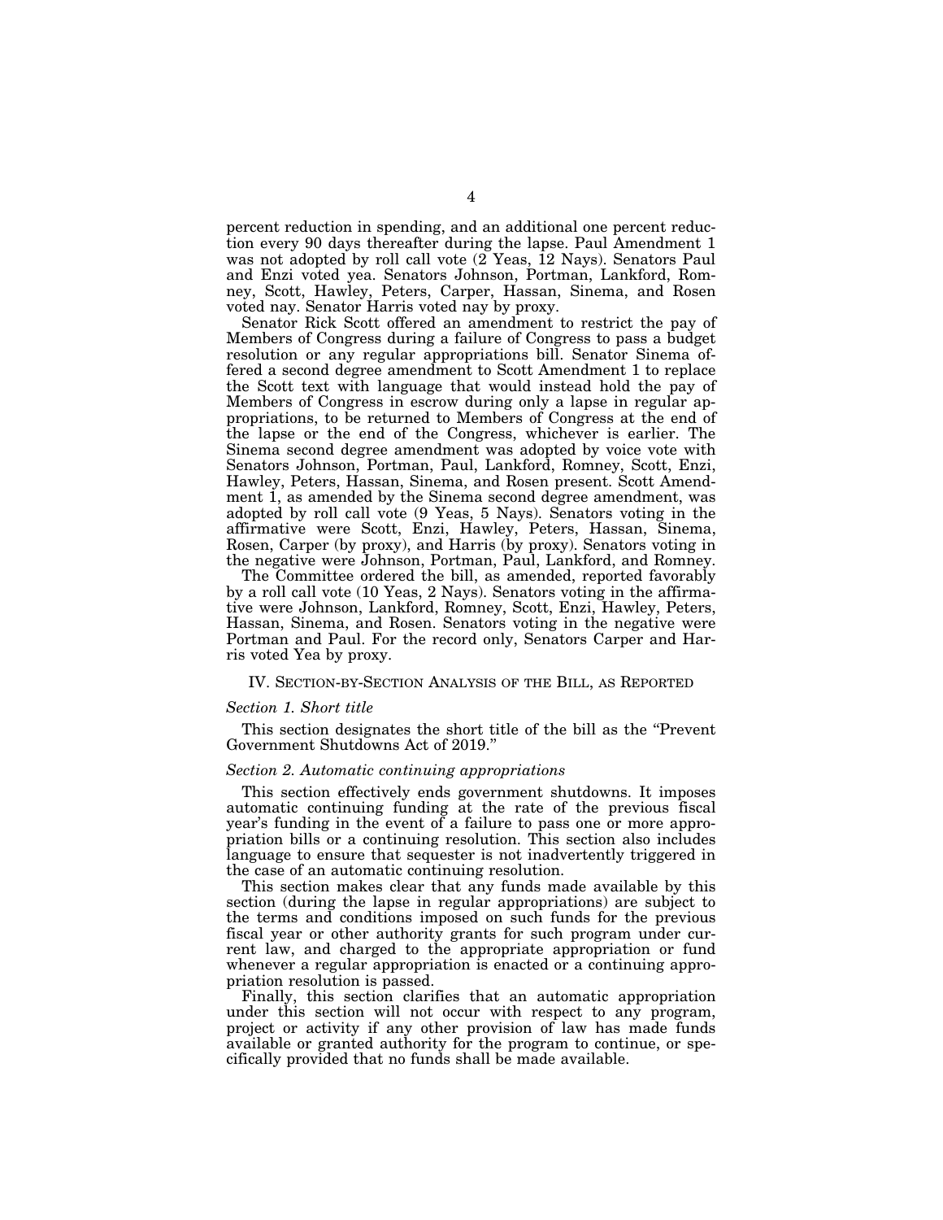percent reduction in spending, and an additional one percent reduction every 90 days thereafter during the lapse. Paul Amendment 1 was not adopted by roll call vote (2 Yeas, 12 Nays). Senators Paul and Enzi voted yea. Senators Johnson, Portman, Lankford, Romney, Scott, Hawley, Peters, Carper, Hassan, Sinema, and Rosen voted nay. Senator Harris voted nay by proxy.

Senator Rick Scott offered an amendment to restrict the pay of Members of Congress during a failure of Congress to pass a budget resolution or any regular appropriations bill. Senator Sinema offered a second degree amendment to Scott Amendment 1 to replace the Scott text with language that would instead hold the pay of Members of Congress in escrow during only a lapse in regular appropriations, to be returned to Members of Congress at the end of the lapse or the end of the Congress, whichever is earlier. The Sinema second degree amendment was adopted by voice vote with Senators Johnson, Portman, Paul, Lankford, Romney, Scott, Enzi, Hawley, Peters, Hassan, Sinema, and Rosen present. Scott Amendment 1, as amended by the Sinema second degree amendment, was adopted by roll call vote (9 Yeas, 5 Nays). Senators voting in the affirmative were Scott, Enzi, Hawley, Peters, Hassan, Sinema, Rosen, Carper (by proxy), and Harris (by proxy). Senators voting in the negative were Johnson, Portman, Paul, Lankford, and Romney.

The Committee ordered the bill, as amended, reported favorably by a roll call vote (10 Yeas, 2 Nays). Senators voting in the affirmative were Johnson, Lankford, Romney, Scott, Enzi, Hawley, Peters, Hassan, Sinema, and Rosen. Senators voting in the negative were Portman and Paul. For the record only, Senators Carper and Harris voted Yea by proxy.

## IV. Section-by-Section Analysis of the Bill, as Reported

### *Section 1. Short title*

This section designates the short title of the bill as the "Prevent Government Shutdowns Act of 2019."

### *Section 2. Automatic continuing appropriations*

This section effectively ends government shutdowns. It imposes automatic continuing funding at the rate of the previous fiscal year's funding in the event of a failure to pass one or more appropriation bills or a continuing resolution. This section also includes language to ensure that sequester is not inadvertently triggered in the case of an automatic continuing resolution.

This section makes clear that any funds made available by this section (during the lapse in regular appropriations) are subject to the terms and conditions imposed on such funds for the previous fiscal year or other authority grants for such program under current law, and charged to the appropriate appropriation or fund whenever a regular appropriation is enacted or a continuing appropriation resolution is passed.

Finally, this section clarifies that an automatic appropriation under this section will not occur with respect to any program, project or activity if any other provision of law has made funds available or granted authority for the program to continue, or specifically provided that no funds shall be made available.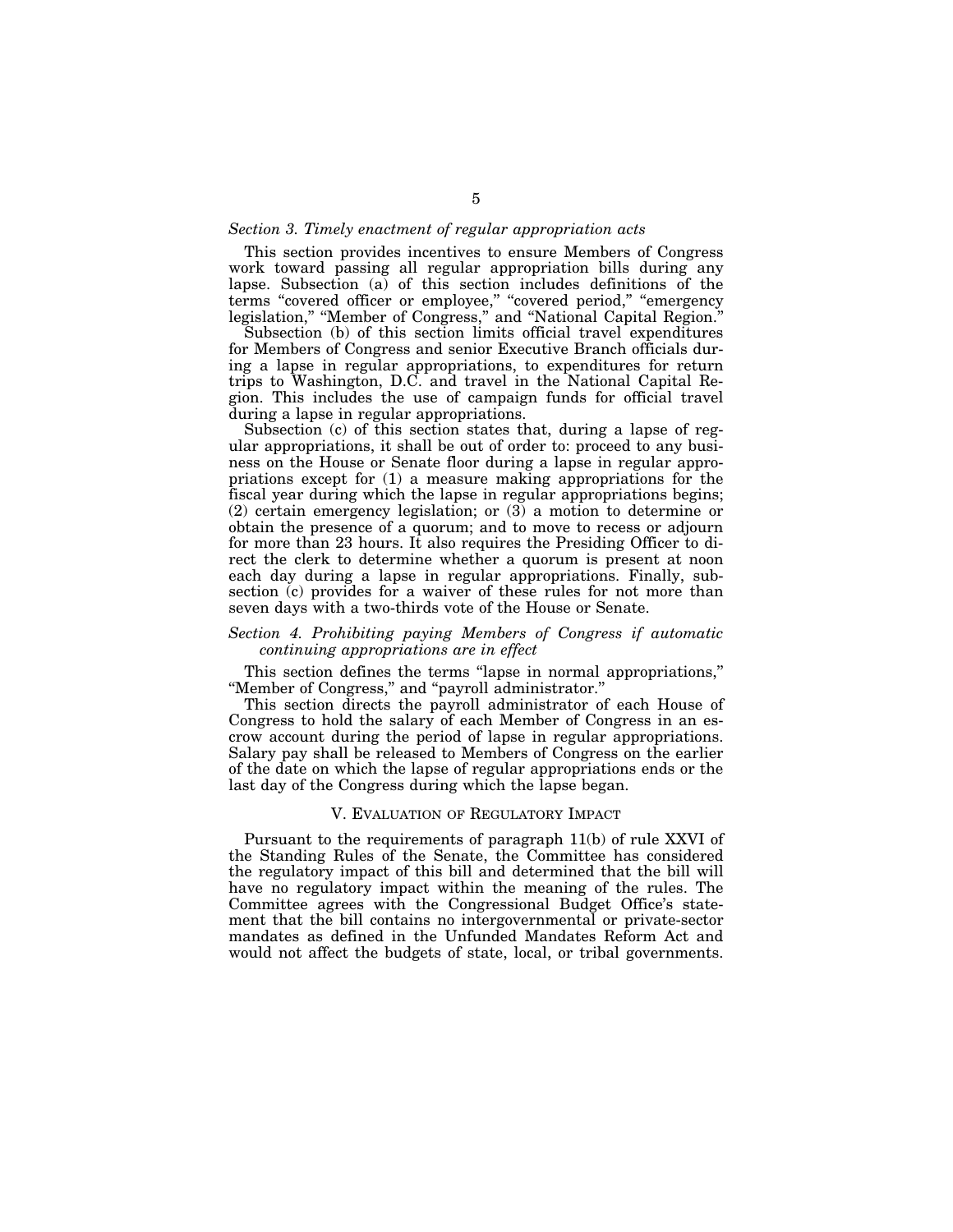*Section 3. Timely enactment of regular appropriation acts*

This section provides incentives to ensure Members of Congress work toward passing all regular appropriation bills during any lapse. Subsection (a) of this section includes definitions of the terms "covered officer or employee," "covered period," "emergency legislation," "Member of Congress," and "National Capital Region."

Subsection (b) of this section limits official travel expenditures for Members of Congress and senior Executive Branch officials during a lapse in regular appropriations, to expenditures for return trips to Washington, D.C. and travel in the National Capital Region. This includes the use of campaign funds for official travel during a lapse in regular appropriations.

Subsection (c) of this section states that, during a lapse of regular appropriations, it shall be out of order to: proceed to any business on the House or Senate floor during a lapse in regular appropriations except for (1) a measure making appropriations for the fiscal year during which the lapse in regular appropriations begins; (2) certain emergency legislation; or (3) a motion to determine or obtain the presence of a quorum; and to move to recess or adjourn for more than 23 hours. It also requires the Presiding Officer to direct the clerk to determine whether a quorum is present at noon each day during a lapse in regular appropriations. Finally, subsection (c) provides for a waiver of these rules for not more than seven days with a two-thirds vote of the House or Senate.

*Section 4. Prohibiting paying Members of Congress if automatic continuing appropriations are in effect*

This section defines the terms "lapse in normal appropriations," "Member of Congress," and "payroll administrator."

This section directs the payroll administrator of each House of Congress to hold the salary of each Member of Congress in an escrow account during the period of lapse in regular appropriations. Salary pay shall be released to Members of Congress on the earlier of the date on which the lapse of regular appropriations ends or the last day of the Congress during which the lapse began.

## V. Evaluation of Regulatory Impact

Pursuant to the requirements of paragraph 11(b) of rule XXVI of the Standing Rules of the Senate, the Committee has considered the regulatory impact of this bill and determined that the bill will have no regulatory impact within the meaning of the rules. The Committee agrees with the Congressional Budget Office's statement that the bill contains no intergovernmental or private-sector mandates as defined in the Unfunded Mandates Reform Act and would not affect the budgets of state, local, or tribal governments.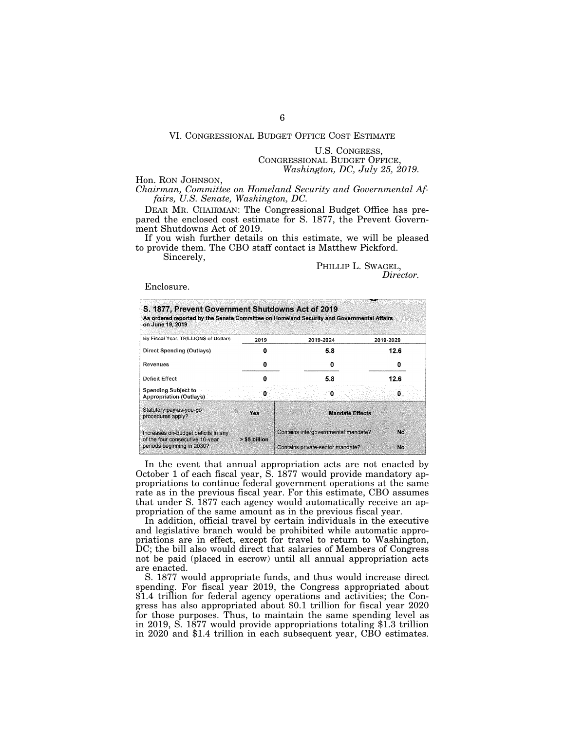## VI. CONGRESSIONAL BUDGET OFFICE COST ESTIMATE

U.S. CONGRESS,
CONGRESSIONAL BUDGET OFFICE,
*Washington, DC, July 25, 2019.*

Hon. RON JOHNSON,
*Chairman, Committee on Homeland Security and Governmental Affairs, U.S. Senate, Washington, DC.*

DEAR MR. CHAIRMAN: The Congressional Budget Office has prepared the enclosed cost estimate for S. 1877, the Prevent Government Shutdowns Act of 2019.

If you wish further details on this estimate, we will be pleased to provide them. The CBO staff contact is Matthew Pickford.

Sincerely,

PHILLIP L. SWAGEL,
*Director.*

Enclosure.

**S. 1877, Prevent Government Shutdowns Act of 2019**
**As ordered reported by the Senate Committee on Homeland Security and Governmental Affairs on June 19, 2019**

| By Fiscal Year, TRILLIONS of Dollars | 2019 | 2019-2024 | 2019-2029 |
|---|---|---|---|
| Direct Spending (Outlays) | 0 | 5.8 | 12.6 |
| Revenues | 0 | 0 | 0 |
| Deficit Effect | 0 | 5.8 | 12.6 |
| Spending Subject to Appropriation (Outlays) | 0 | 0 | 0 |

| | | Mandate Effects | |
|---|---|---|---|
| Statutory pay-as-you-go procedures apply? | Yes | | |
| Increases on-budget deficits in any of the four consecutive 10-year periods beginning in 2030? | > $5 billion | Contains intergovernmental mandate? | No |
| | | Contains private-sector mandate? | No |

In the event that annual appropriation acts are not enacted by October 1 of each fiscal year, S. 1877 would provide mandatory appropriations to continue federal government operations at the same rate as in the previous fiscal year. For this estimate, CBO assumes that under S. 1877 each agency would automatically receive an appropriation of the same amount as in the previous fiscal year.

In addition, official travel by certain individuals in the executive and legislative branch would be prohibited while automatic appropriations are in effect, except for travel to return to Washington, DC; the bill also would direct that salaries of Members of Congress not be paid (placed in escrow) until all annual appropriation acts are enacted.

S. 1877 would appropriate funds, and thus would increase direct spending. For fiscal year 2019, the Congress appropriated about $1.4 trillion for federal agency operations and activities; the Congress has also appropriated about $0.1 trillion for fiscal year 2020 for those purposes. Thus, to maintain the same spending level as in 2019, S. 1877 would provide appropriations totaling $1.3 trillion in 2020 and $1.4 trillion in each subsequent year, CBO estimates.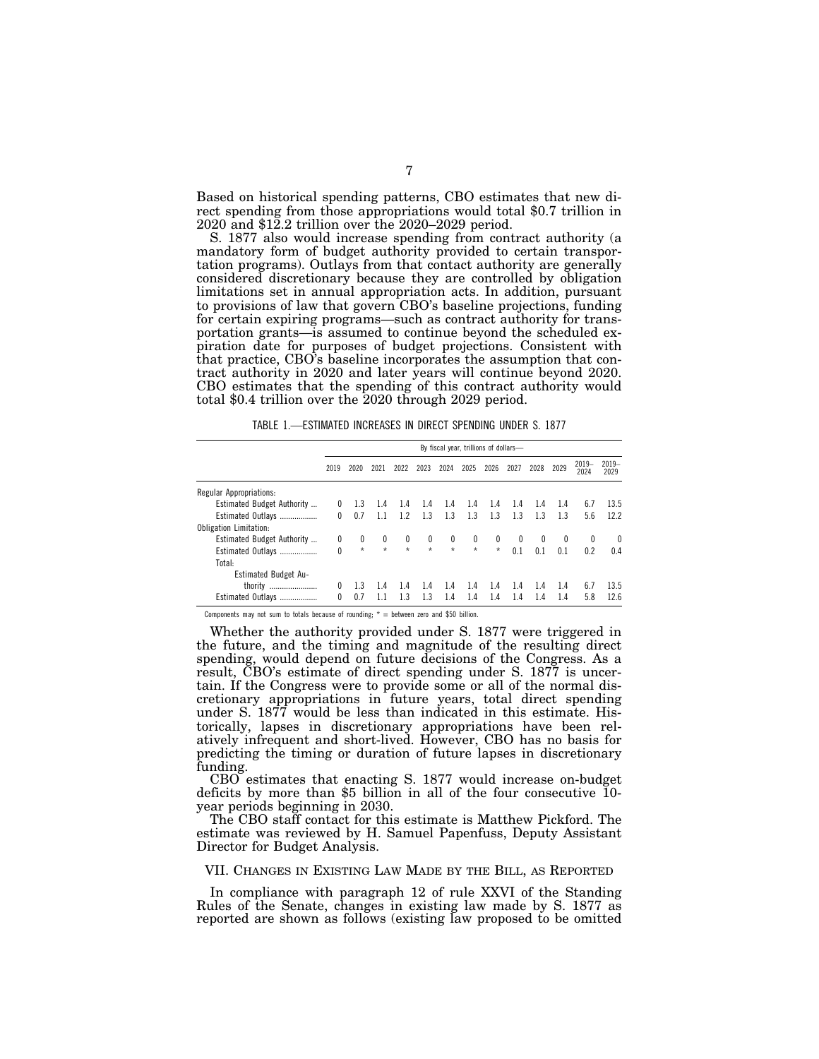Based on historical spending patterns, CBO estimates that new direct spending from those appropriations would total $0.7 trillion in 2020 and $12.2 trillion over the 2020–2029 period.

S. 1877 also would increase spending from contract authority (a mandatory form of budget authority provided to certain transportation programs). Outlays from that contact authority are generally considered discretionary because they are controlled by obligation limitations set in annual appropriation acts. In addition, pursuant to provisions of law that govern CBO's baseline projections, funding for certain expiring programs—such as contract authority for transportation grants—is assumed to continue beyond the scheduled expiration date for purposes of budget projections. Consistent with that practice, CBO's baseline incorporates the assumption that contract authority in 2020 and later years will continue beyond 2020. CBO estimates that the spending of this contract authority would total $0.4 trillion over the 2020 through 2029 period.

TABLE 1.—ESTIMATED INCREASES IN DIRECT SPENDING UNDER S. 1877

| | By fiscal year, trillions of dollars— | | | | | | | | | | | | |
|---|---|---|---|---|---|---|---|---|---|---|---|---|---|
| | 2019 | 2020 | 2021 | 2022 | 2023 | 2024 | 2025 | 2026 | 2027 | 2028 | 2029 | 2019–2024 | 2019–2029 |
| Regular Appropriations: | | | | | | | | | | | | | |
| Estimated Budget Authority ... | 0 | 1.3 | 1.4 | 1.4 | 1.4 | 1.4 | 1.4 | 1.4 | 1.4 | 1.4 | 1.4 | 6.7 | 13.5 |
| Estimated Outlays .................. | 0 | 0.7 | 1.1 | 1.2 | 1.3 | 1.3 | 1.3 | 1.3 | 1.3 | 1.3 | 1.3 | 5.6 | 12.2 |
| Obligation Limitation: | | | | | | | | | | | | | |
| Estimated Budget Authority ... | 0 | 0 | 0 | 0 | 0 | 0 | 0 | 0 | 0 | 0 | 0 | 0 | 0 |
| Estimated Outlays .................. | 0 | * | * | * | * | * | * | * | 0.1 | 0.1 | 0.1 | 0.2 | 0.4 |
| Total: | | | | | | | | | | | | | |
| Estimated Budget Authority ...................... | 0 | 1.3 | 1.4 | 1.4 | 1.4 | 1.4 | 1.4 | 1.4 | 1.4 | 1.4 | 1.4 | 6.7 | 13.5 |
| Estimated Outlays .................. | 0 | 0.7 | 1.1 | 1.3 | 1.3 | 1.4 | 1.4 | 1.4 | 1.4 | 1.4 | 1.4 | 5.8 | 12.6 |

Components may not sum to totals because of rounding; * = between zero and $50 billion.

Whether the authority provided under S. 1877 were triggered in the future, and the timing and magnitude of the resulting direct spending, would depend on future decisions of the Congress. As a result, CBO's estimate of direct spending under S. 1877 is uncertain. If the Congress were to provide some or all of the normal discretionary appropriations in future years, total direct spending under S. 1877 would be less than indicated in this estimate. Historically, lapses in discretionary appropriations have been relatively infrequent and short-lived. However, CBO has no basis for predicting the timing or duration of future lapses in discretionary funding.

CBO estimates that enacting S. 1877 would increase on-budget deficits by more than $5 billion in all of the four consecutive 10-year periods beginning in 2030.

The CBO staff contact for this estimate is Matthew Pickford. The estimate was reviewed by H. Samuel Papenfuss, Deputy Assistant Director for Budget Analysis.

## VII. Changes in Existing Law Made by the Bill, as Reported

In compliance with paragraph 12 of rule XXVI of the Standing Rules of the Senate, changes in existing law made by S. 1877 as reported are shown as follows (existing law proposed to be omitted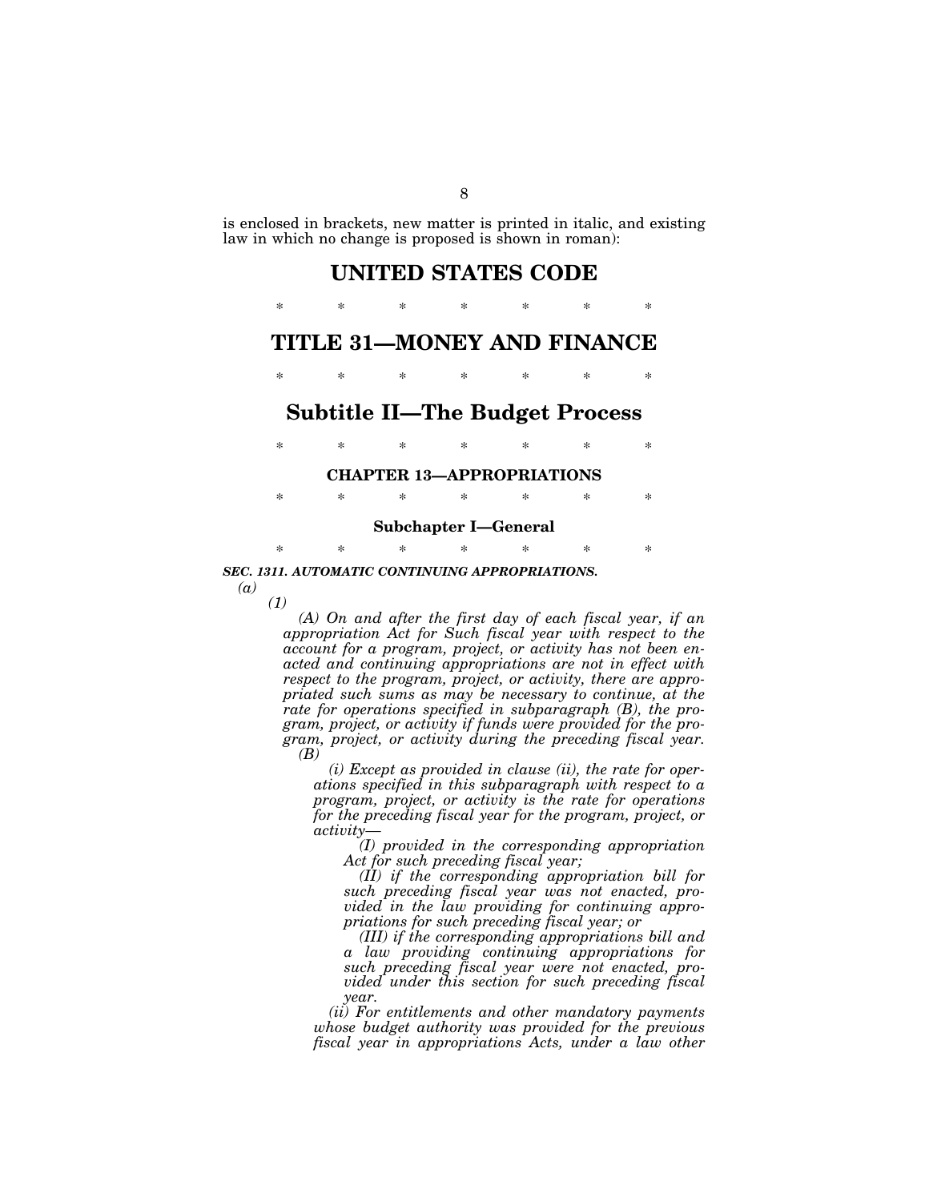is enclosed in brackets, new matter is printed in italic, and existing law in which no change is proposed is shown in roman):

# UNITED STATES CODE

\* \* \* \* \* \* \*

# TITLE 31—MONEY AND FINANCE

\* \* \* \* \* \* \*

## Subtitle II—The Budget Process

\* \* \* \* \* \* \*

### CHAPTER 13—APPROPRIATIONS

\* \* \* \* \* \* \*

#### Subchapter I—General

\* \* \* \* \* \* \*

***SEC. 1311. AUTOMATIC CONTINUING APPROPRIATIONS.***

*(a)*

*(1)*

*(A) On and after the first day of each fiscal year, if an appropriation Act for Such fiscal year with respect to the account for a program, project, or activity has not been enacted and continuing appropriations are not in effect with respect to the program, project, or activity, there are appropriated such sums as may be necessary to continue, at the rate for operations specified in subparagraph (B), the program, project, or activity if funds were provided for the program, project, or activity during the preceding fiscal year.*

*(B)*

*(i) Except as provided in clause (ii), the rate for operations specified in this subparagraph with respect to a program, project, or activity is the rate for operations for the preceding fiscal year for the program, project, or activity—*

*(I) provided in the corresponding appropriation Act for such preceding fiscal year;*

*(II) if the corresponding appropriation bill for such preceding fiscal year was not enacted, provided in the law providing for continuing appropriations for such preceding fiscal year; or*

*(III) if the corresponding appropriations bill and a law providing continuing appropriations for such preceding fiscal year were not enacted, provided under this section for such preceding fiscal year.*

*(ii) For entitlements and other mandatory payments whose budget authority was provided for the previous fiscal year in appropriations Acts, under a law other*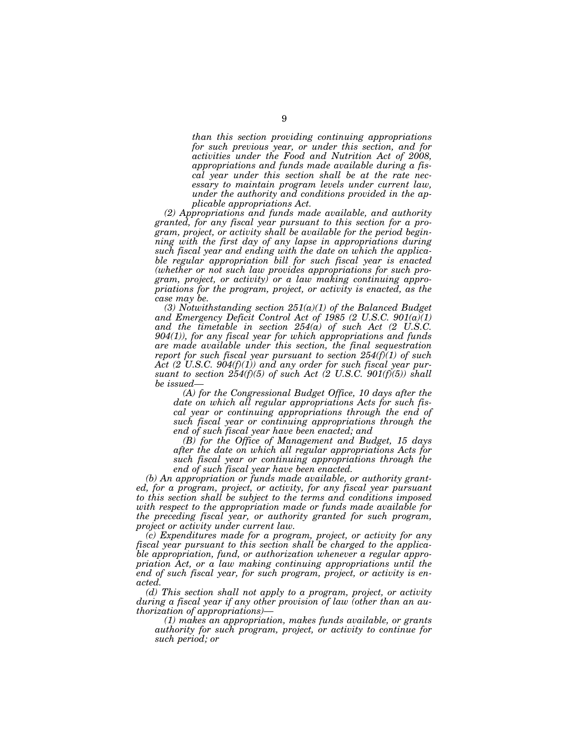*than this section providing continuing appropriations for such previous year, or under this section, and for activities under the Food and Nutrition Act of 2008, appropriations and funds made available during a fiscal year under this section shall be at the rate necessary to maintain program levels under current law, under the authority and conditions provided in the applicable appropriations Act.*

*(2) Appropriations and funds made available, and authority granted, for any fiscal year pursuant to this section for a program, project, or activity shall be available for the period beginning with the first day of any lapse in appropriations during such fiscal year and ending with the date on which the applicable regular appropriation bill for such fiscal year is enacted (whether or not such law provides appropriations for such program, project, or activity) or a law making continuing appropriations for the program, project, or activity is enacted, as the case may be.*

*(3) Notwithstanding section 251(a)(1) of the Balanced Budget and Emergency Deficit Control Act of 1985 (2 U.S.C. 901(a)(1) and the timetable in section 254(a) of such Act (2 U.S.C. 904(1)), for any fiscal year for which appropriations and funds are made available under this section, the final sequestration report for such fiscal year pursuant to section 254(f)(1) of such Act (2 U.S.C. 904(f)(1)) and any order for such fiscal year pursuant to section 254(f)(5) of such Act (2 U.S.C. 901(f)(5)) shall be issued—*

*(A) for the Congressional Budget Office, 10 days after the date on which all regular appropriations Acts for such fiscal year or continuing appropriations through the end of such fiscal year or continuing appropriations through the end of such fiscal year have been enacted; and*

*(B) for the Office of Management and Budget, 15 days after the date on which all regular appropriations Acts for such fiscal year or continuing appropriations through the end of such fiscal year have been enacted.*

*(b) An appropriation or funds made available, or authority granted, for a program, project, or activity, for any fiscal year pursuant to this section shall be subject to the terms and conditions imposed with respect to the appropriation made or funds made available for the preceding fiscal year, or authority granted for such program, project or activity under current law.*

*(c) Expenditures made for a program, project, or activity for any fiscal year pursuant to this section shall be charged to the applicable appropriation, fund, or authorization whenever a regular appropriation Act, or a law making continuing appropriations until the end of such fiscal year, for such program, project, or activity is enacted.*

*(d) This section shall not apply to a program, project, or activity during a fiscal year if any other provision of law (other than an authorization of appropriations)—*

*(1) makes an appropriation, makes funds available, or grants authority for such program, project, or activity to continue for such period; or*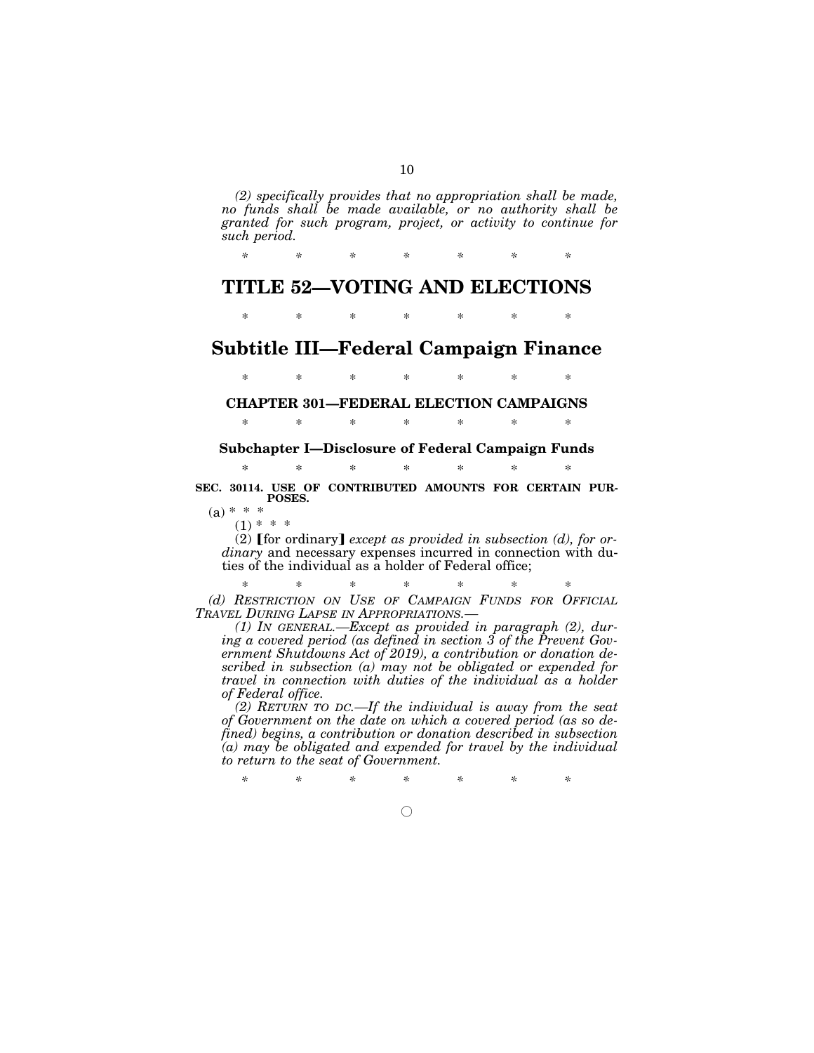*(2) specifically provides that no appropriation shall be made, no funds shall be made available, or no authority shall be granted for such program, project, or activity to continue for such period.*

\* \* \* \* \* \* \*

# TITLE 52—VOTING AND ELECTIONS

\* \* \* \* \* \* \*

## Subtitle III—Federal Campaign Finance

\* \* \* \* \* \* \*

### CHAPTER 301—FEDERAL ELECTION CAMPAIGNS

\* \* \* \* \* \* \*

#### Subchapter I—Disclosure of Federal Campaign Funds

\* \* \* \* \* \* \*

**SEC. 30114. USE OF CONTRIBUTED AMOUNTS FOR CERTAIN PURPOSES.**

(a) \* \* \*

(1) \* \* \*

(2) [for ordinary] *except as provided in subsection (d), for ordinary* and necessary expenses incurred in connection with duties of the individual as a holder of Federal office;

\* \* \* \* \* \* \*

*(d) RESTRICTION ON USE OF CAMPAIGN FUNDS FOR OFFICIAL TRAVEL DURING LAPSE IN APPROPRIATIONS.—*

*(1) IN GENERAL.—Except as provided in paragraph (2), during a covered period (as defined in section 3 of the Prevent Government Shutdowns Act of 2019), a contribution or donation described in subsection (a) may not be obligated or expended for travel in connection with duties of the individual as a holder of Federal office.*

*(2) RETURN TO DC.—If the individual is away from the seat of Government on the date on which a covered period (as so defined) begins, a contribution or donation described in subsection (a) may be obligated and expended for travel by the individual to return to the seat of Government.*

\* \* \* \* \* \* \*